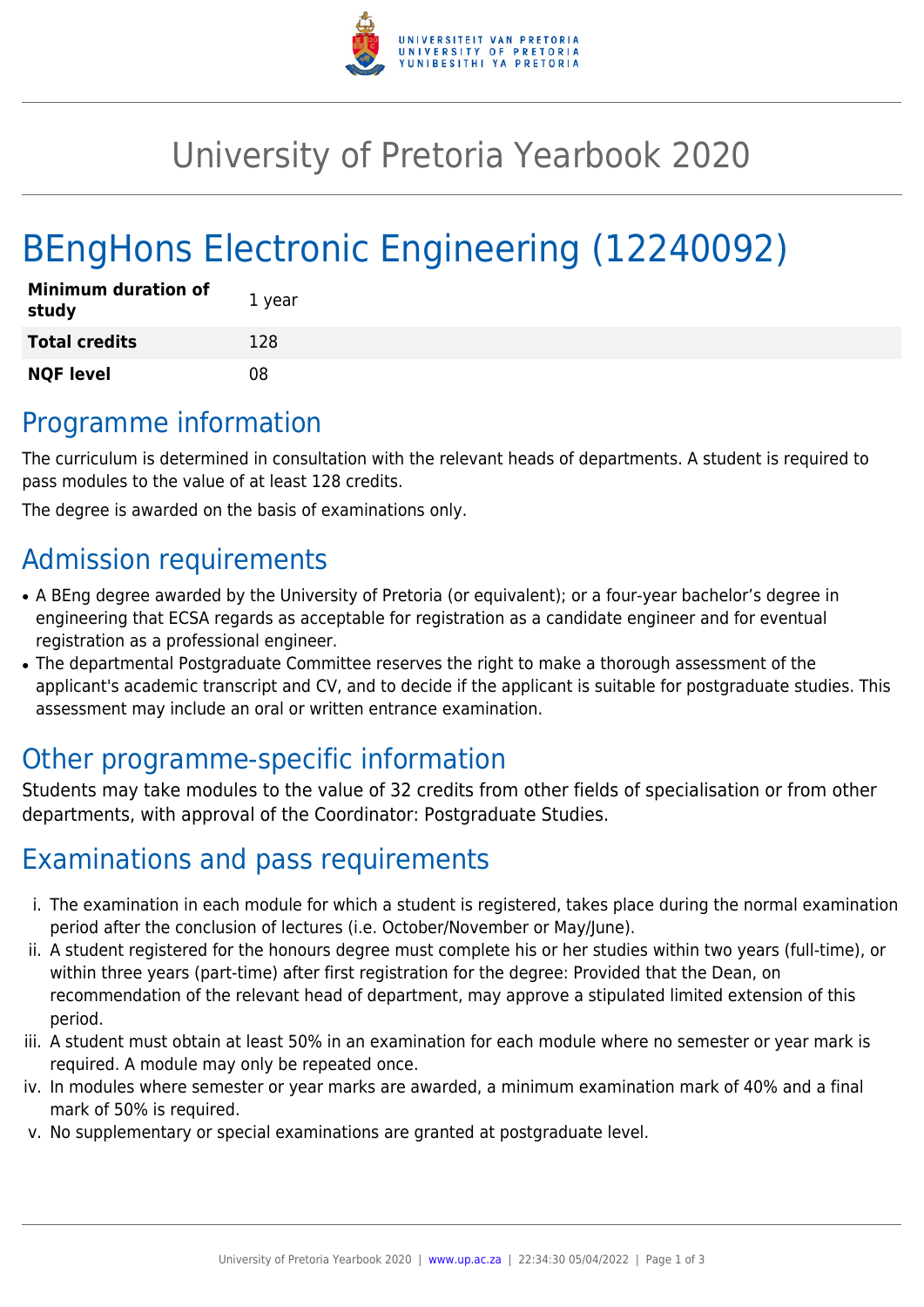# University of Pretoria Yearbook 2020

# BEngHons Electronic Engineering (12240092)

| | |
|---|---|
| **Minimum duration of study** | 1 year |
| **Total credits** | 128 |
| **NQF level** | 08 |

## Programme information

The curriculum is determined in consultation with the relevant heads of departments. A student is required to pass modules to the value of at least 128 credits.

The degree is awarded on the basis of examinations only.

## Admission requirements

- A BEng degree awarded by the University of Pretoria (or equivalent); or a four-year bachelor's degree in engineering that ECSA regards as acceptable for registration as a candidate engineer and for eventual registration as a professional engineer.
- The departmental Postgraduate Committee reserves the right to make a thorough assessment of the applicant's academic transcript and CV, and to decide if the applicant is suitable for postgraduate studies. This assessment may include an oral or written entrance examination.

## Other programme-specific information

Students may take modules to the value of 32 credits from other fields of specialisation or from other departments, with approval of the Coordinator: Postgraduate Studies.

## Examinations and pass requirements

i. The examination in each module for which a student is registered, takes place during the normal examination period after the conclusion of lectures (i.e. October/November or May/June).
ii. A student registered for the honours degree must complete his or her studies within two years (full-time), or within three years (part-time) after first registration for the degree: Provided that the Dean, on recommendation of the relevant head of department, may approve a stipulated limited extension of this period.
iii. A student must obtain at least 50% in an examination for each module where no semester or year mark is required. A module may only be repeated once.
iv. In modules where semester or year marks are awarded, a minimum examination mark of 40% and a final mark of 50% is required.
v. No supplementary or special examinations are granted at postgraduate level.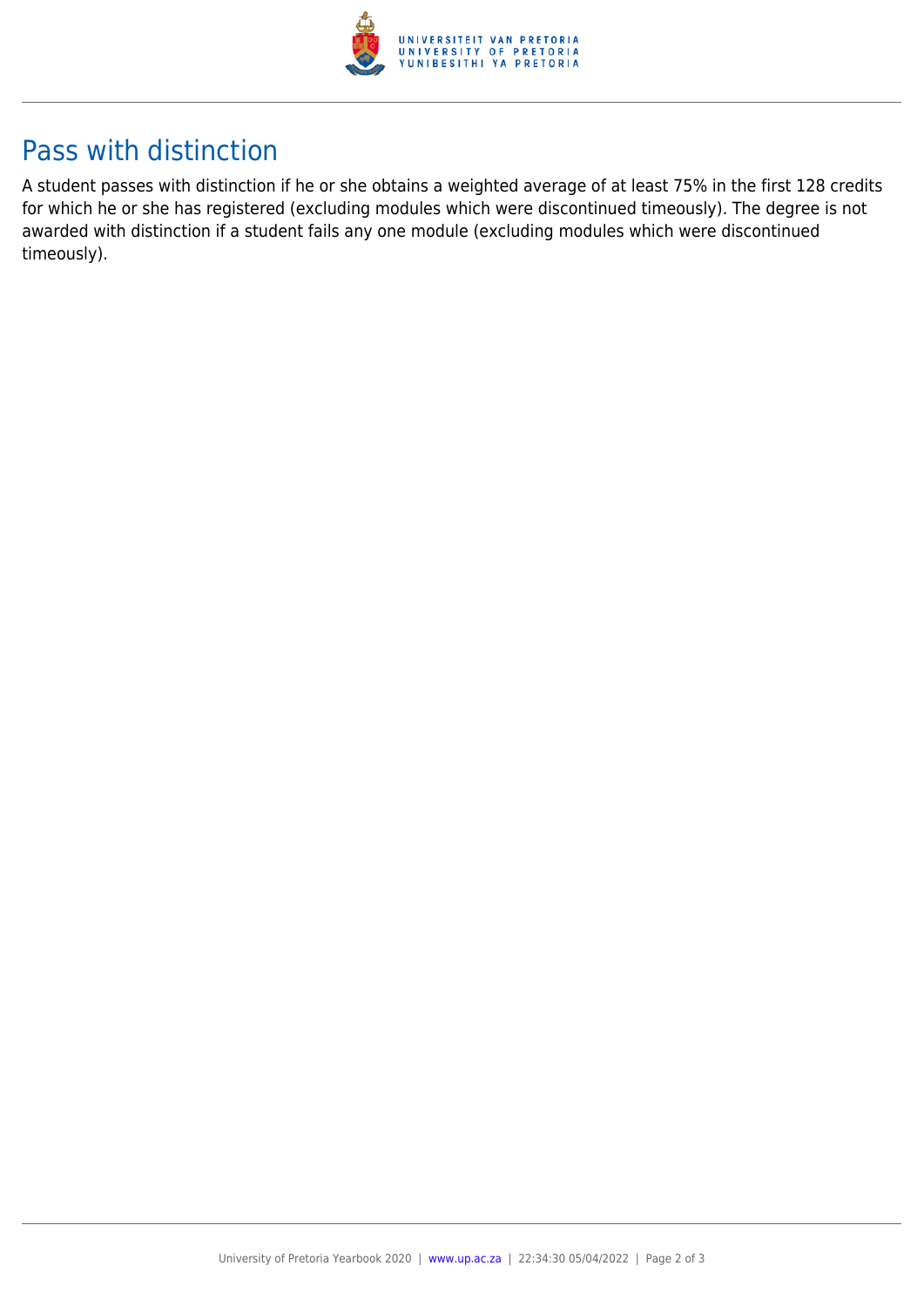## Pass with distinction

A student passes with distinction if he or she obtains a weighted average of at least 75% in the first 128 credits for which he or she has registered (excluding modules which were discontinued timeously). The degree is not awarded with distinction if a student fails any one module (excluding modules which were discontinued timeously).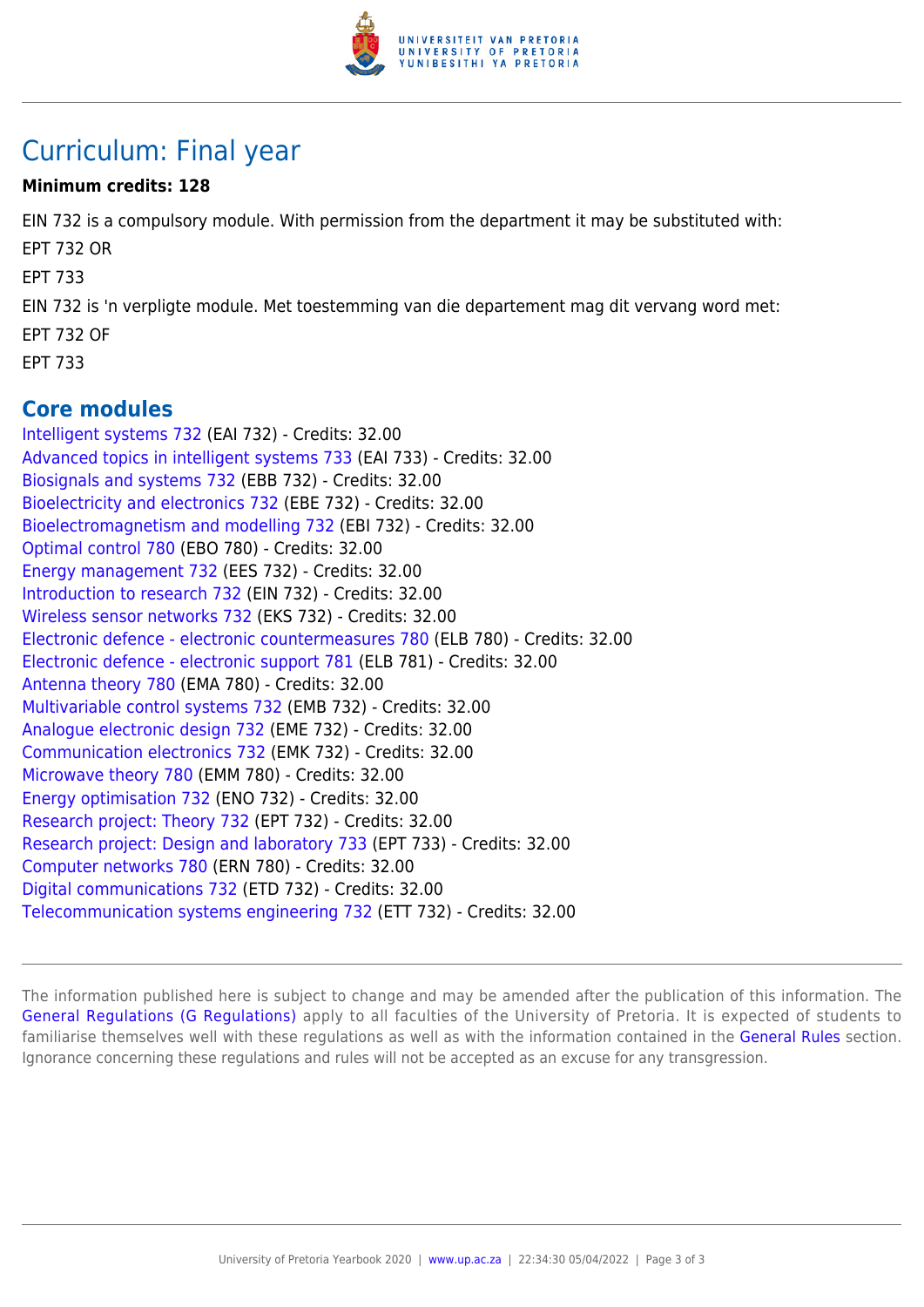# Curriculum: Final year

**Minimum credits: 128**

EIN 732 is a compulsory module. With permission from the department it may be substituted with:

EPT 732 OR

EPT 733

EIN 732 is 'n verpligte module. Met toestemming van die departement mag dit vervang word met:

EPT 732 OF

EPT 733

## Core modules

Intelligent systems 732 (EAI 732) - Credits: 32.00
Advanced topics in intelligent systems 733 (EAI 733) - Credits: 32.00
Biosignals and systems 732 (EBB 732) - Credits: 32.00
Bioelectricity and electronics 732 (EBE 732) - Credits: 32.00
Bioelectromagnetism and modelling 732 (EBI 732) - Credits: 32.00
Optimal control 780 (EBO 780) - Credits: 32.00
Energy management 732 (EES 732) - Credits: 32.00
Introduction to research 732 (EIN 732) - Credits: 32.00
Wireless sensor networks 732 (EKS 732) - Credits: 32.00
Electronic defence - electronic countermeasures 780 (ELB 780) - Credits: 32.00
Electronic defence - electronic support 781 (ELB 781) - Credits: 32.00
Antenna theory 780 (EMA 780) - Credits: 32.00
Multivariable control systems 732 (EMB 732) - Credits: 32.00
Analogue electronic design 732 (EME 732) - Credits: 32.00
Communication electronics 732 (EMK 732) - Credits: 32.00
Microwave theory 780 (EMM 780) - Credits: 32.00
Energy optimisation 732 (ENO 732) - Credits: 32.00
Research project: Theory 732 (EPT 732) - Credits: 32.00
Research project: Design and laboratory 733 (EPT 733) - Credits: 32.00
Computer networks 780 (ERN 780) - Credits: 32.00
Digital communications 732 (ETD 732) - Credits: 32.00
Telecommunication systems engineering 732 (ETT 732) - Credits: 32.00

The information published here is subject to change and may be amended after the publication of this information. The General Regulations (G Regulations) apply to all faculties of the University of Pretoria. It is expected of students to familiarise themselves well with these regulations as well as with the information contained in the General Rules section. Ignorance concerning these regulations and rules will not be accepted as an excuse for any transgression.